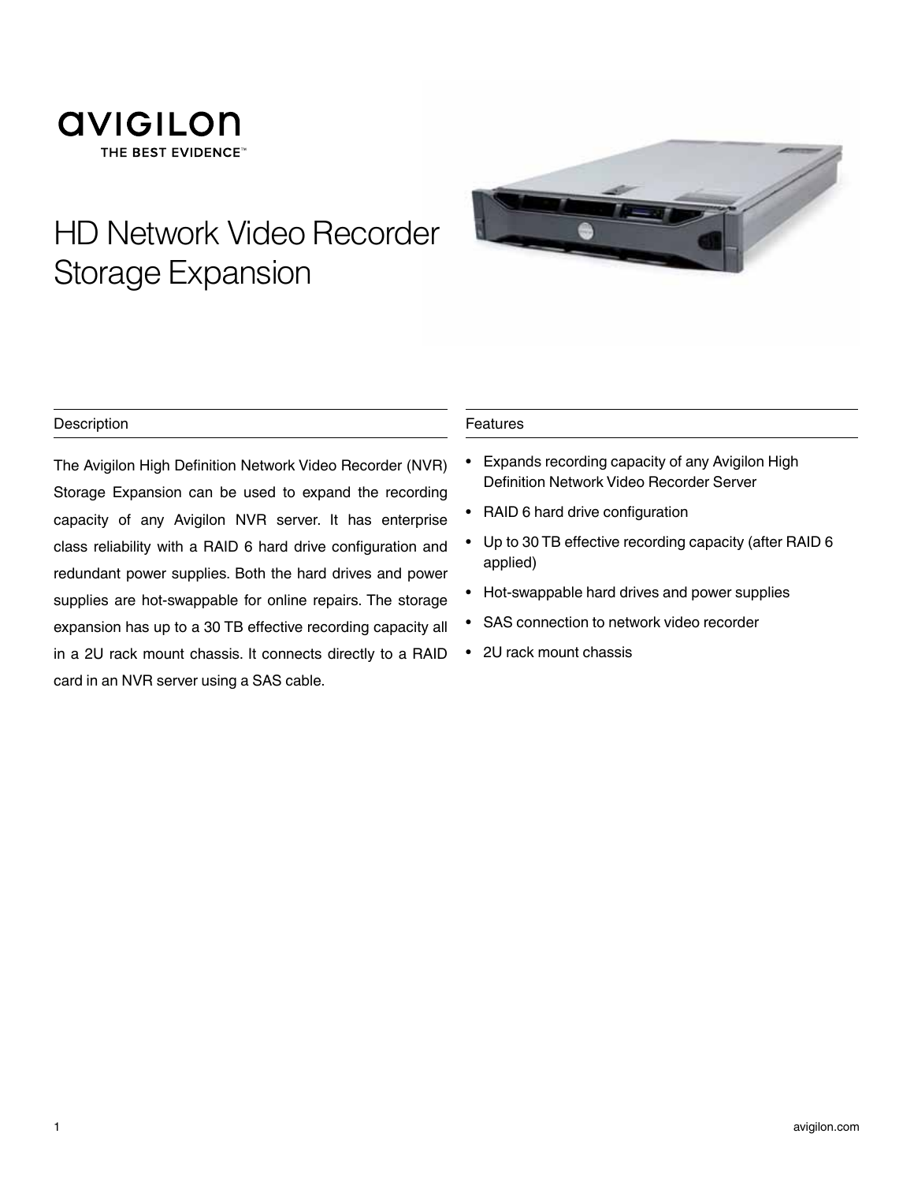AVIGILON
THE BEST EVIDENCE™

# HD Network Video Recorder Storage Expansion

## Description

The Avigilon High Definition Network Video Recorder (NVR) Storage Expansion can be used to expand the recording capacity of any Avigilon NVR server. It has enterprise class reliability with a RAID 6 hard drive configuration and redundant power supplies. Both the hard drives and power supplies are hot-swappable for online repairs. The storage expansion has up to a 30 TB effective recording capacity all in a 2U rack mount chassis. It connects directly to a RAID card in an NVR server using a SAS cable.

## Features

- Expands recording capacity of any Avigilon High Definition Network Video Recorder Server
- RAID 6 hard drive configuration
- Up to 30 TB effective recording capacity (after RAID 6 applied)
- Hot-swappable hard drives and power supplies
- SAS connection to network video recorder
- 2U rack mount chassis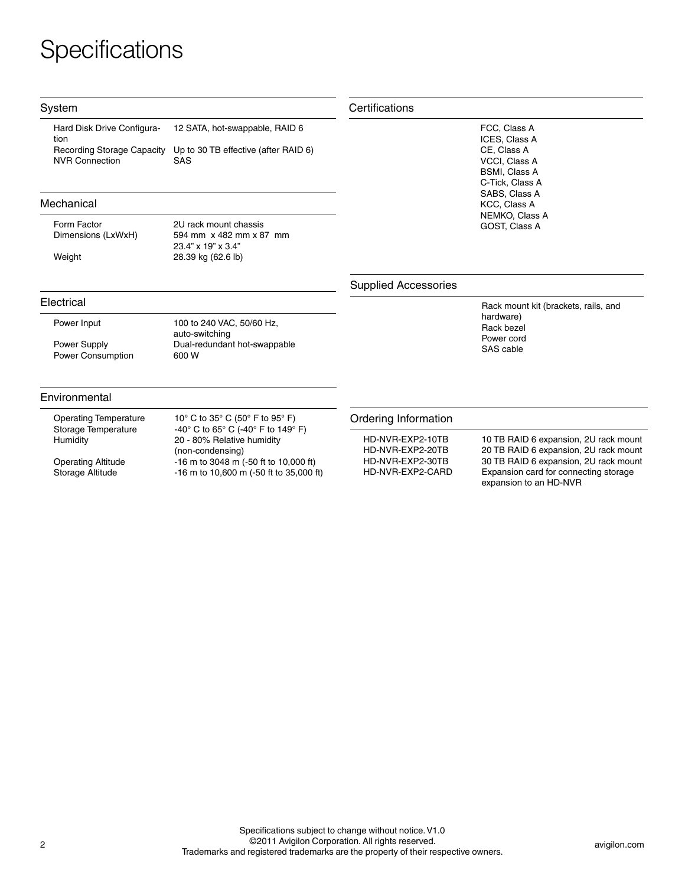# Specifications

## System

| | |
|---|---|
| Hard Disk Drive Configuration | 12 SATA, hot-swappable, RAID 6 |
| Recording Storage Capacity | Up to 30 TB effective (after RAID 6) |
| NVR Connection | SAS |

## Mechanical

| | |
|---|---|
| Form Factor | 2U rack mount chassis |
| Dimensions (LxWxH) | 594 mm x 482 mm x 87 mm<br>23.4” x 19” x 3.4” |
| Weight | 28.39 kg (62.6 lb) |

## Electrical

| | |
|---|---|
| Power Input | 100 to 240 VAC, 50/60 Hz, auto-switching |
| Power Supply | Dual-redundant hot-swappable |
| Power Consumption | 600 W |

## Environmental

| | |
|---|---|
| Operating Temperature | 10° C to 35° C (50° F to 95° F) |
| Storage Temperature | -40° C to 65° C (-40° F to 149° F) |
| Humidity | 20 - 80% Relative humidity (non-condensing) |
| Operating Altitude | -16 m to 3048 m (-50 ft to 10,000 ft) |
| Storage Altitude | -16 m to 10,600 m (-50 ft to 35,000 ft) |

## Certifications

FCC, Class A
ICES, Class A
CE, Class A
VCCI, Class A
BSMI, Class A
C-Tick, Class A
SABS, Class A
KCC, Class A
NEMKO, Class A
GOST, Class A

## Supplied Accessories

Rack mount kit (brackets, rails, and hardware)
Rack bezel
Power cord
SAS cable

## Ordering Information

| | |
|---|---|
| HD-NVR-EXP2-10TB | 10 TB RAID 6 expansion, 2U rack mount |
| HD-NVR-EXP2-20TB | 20 TB RAID 6 expansion, 2U rack mount |
| HD-NVR-EXP2-30TB | 30 TB RAID 6 expansion, 2U rack mount |
| HD-NVR-EXP2-CARD | Expansion card for connecting storage expansion to an HD-NVR |

Specifications subject to change without notice. V1.0
©2011 Avigilon Corporation. All rights reserved.
Trademarks and registered trademarks are the property of their respective owners.

avigilon.com